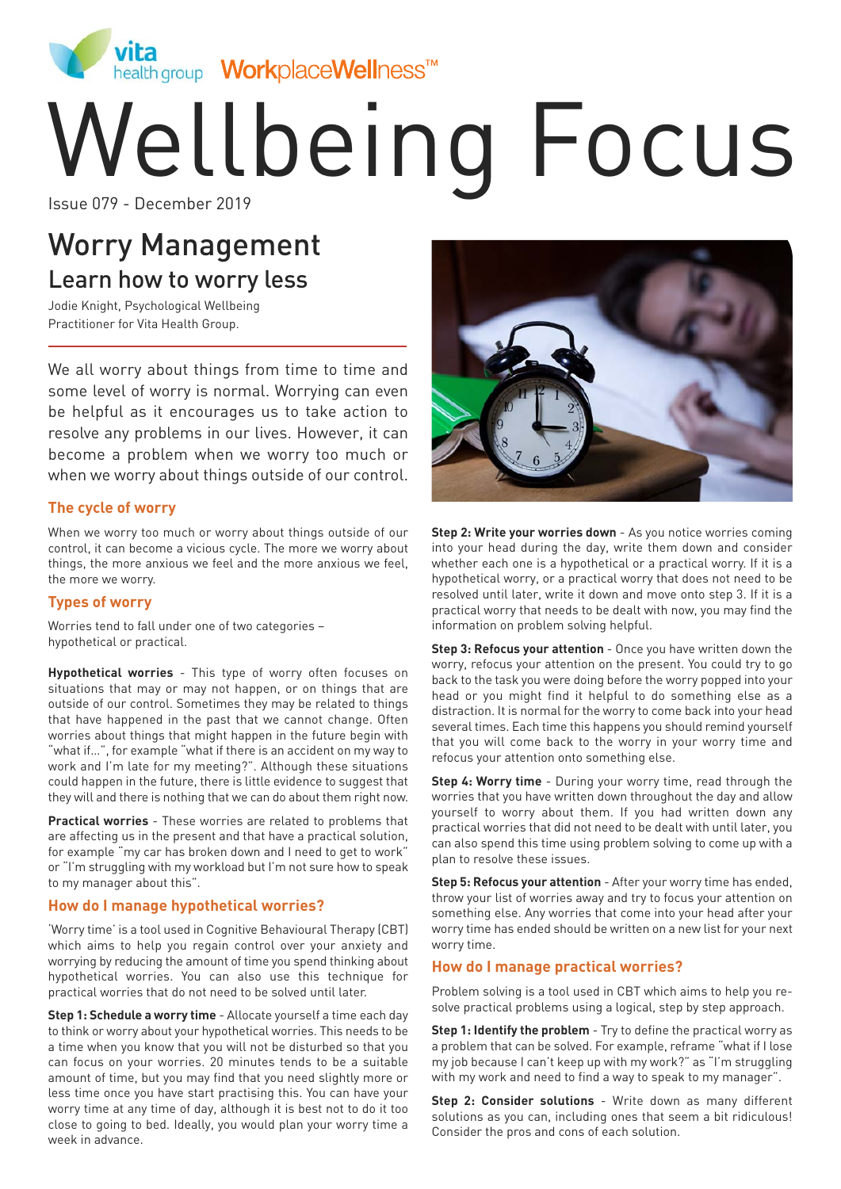vita health group WorkplaceWellness™

# Wellbeing Focus

Issue 079 - December 2019

## Worry Management

### Learn how to worry less

Jodie Knight, Psychological Wellbeing Practitioner for Vita Health Group.

We all worry about things from time to time and some level of worry is normal. Worrying can even be helpful as it encourages us to take action to resolve any problems in our lives. However, it can become a problem when we worry too much or when we worry about things outside of our control.

### The cycle of worry

When we worry too much or worry about things outside of our control, it can become a vicious cycle. The more we worry about things, the more anxious we feel and the more anxious we feel, the more we worry.

### Types of worry

Worries tend to fall under one of two categories – hypothetical or practical.

**Hypothetical worries** - This type of worry often focuses on situations that may or may not happen, or on things that are outside of our control. Sometimes they may be related to things that have happened in the past that we cannot change. Often worries about things that might happen in the future begin with "what if…", for example "what if there is an accident on my way to work and I'm late for my meeting?". Although these situations could happen in the future, there is little evidence to suggest that they will and there is nothing that we can do about them right now.

**Practical worries** - These worries are related to problems that are affecting us in the present and that have a practical solution, for example "my car has broken down and I need to get to work" or "I'm struggling with my workload but I'm not sure how to speak to my manager about this".

### How do I manage hypothetical worries?

'Worry time' is a tool used in Cognitive Behavioural Therapy (CBT) which aims to help you regain control over your anxiety and worrying by reducing the amount of time you spend thinking about hypothetical worries. You can also use this technique for practical worries that do not need to be solved until later.

**Step 1: Schedule a worry time** - Allocate yourself a time each day to think or worry about your hypothetical worries. This needs to be a time when you know that you will not be disturbed so that you can focus on your worries. 20 minutes tends to be a suitable amount of time, but you may find that you need slightly more or less time once you have start practising this. You can have your worry time at any time of day, although it is best not to do it too close to going to bed. Ideally, you would plan your worry time a week in advance.

**Step 2: Write your worries down** - As you notice worries coming into your head during the day, write them down and consider whether each one is a hypothetical or a practical worry. If it is a hypothetical worry, or a practical worry that does not need to be resolved until later, write it down and move onto step 3. If it is a practical worry that needs to be dealt with now, you may find the information on problem solving helpful.

**Step 3: Refocus your attention** - Once you have written down the worry, refocus your attention on the present. You could try to go back to the task you were doing before the worry popped into your head or you might find it helpful to do something else as a distraction. It is normal for the worry to come back into your head several times. Each time this happens you should remind yourself that you will come back to the worry in your worry time and refocus your attention onto something else.

**Step 4: Worry time** - During your worry time, read through the worries that you have written down throughout the day and allow yourself to worry about them. If you had written down any practical worries that did not need to be dealt with until later, you can also spend this time using problem solving to come up with a plan to resolve these issues.

**Step 5: Refocus your attention** - After your worry time has ended, throw your list of worries away and try to focus your attention on something else. Any worries that come into your head after your worry time has ended should be written on a new list for your next worry time.

### How do I manage practical worries?

Problem solving is a tool used in CBT which aims to help you re-solve practical problems using a logical, step by step approach.

**Step 1: Identify the problem** - Try to define the practical worry as a problem that can be solved. For example, reframe "what if I lose my job because I can't keep up with my work?" as "I'm struggling with my work and need to find a way to speak to my manager".

**Step 2: Consider solutions** - Write down as many different solutions as you can, including ones that seem a bit ridiculous! Consider the pros and cons of each solution.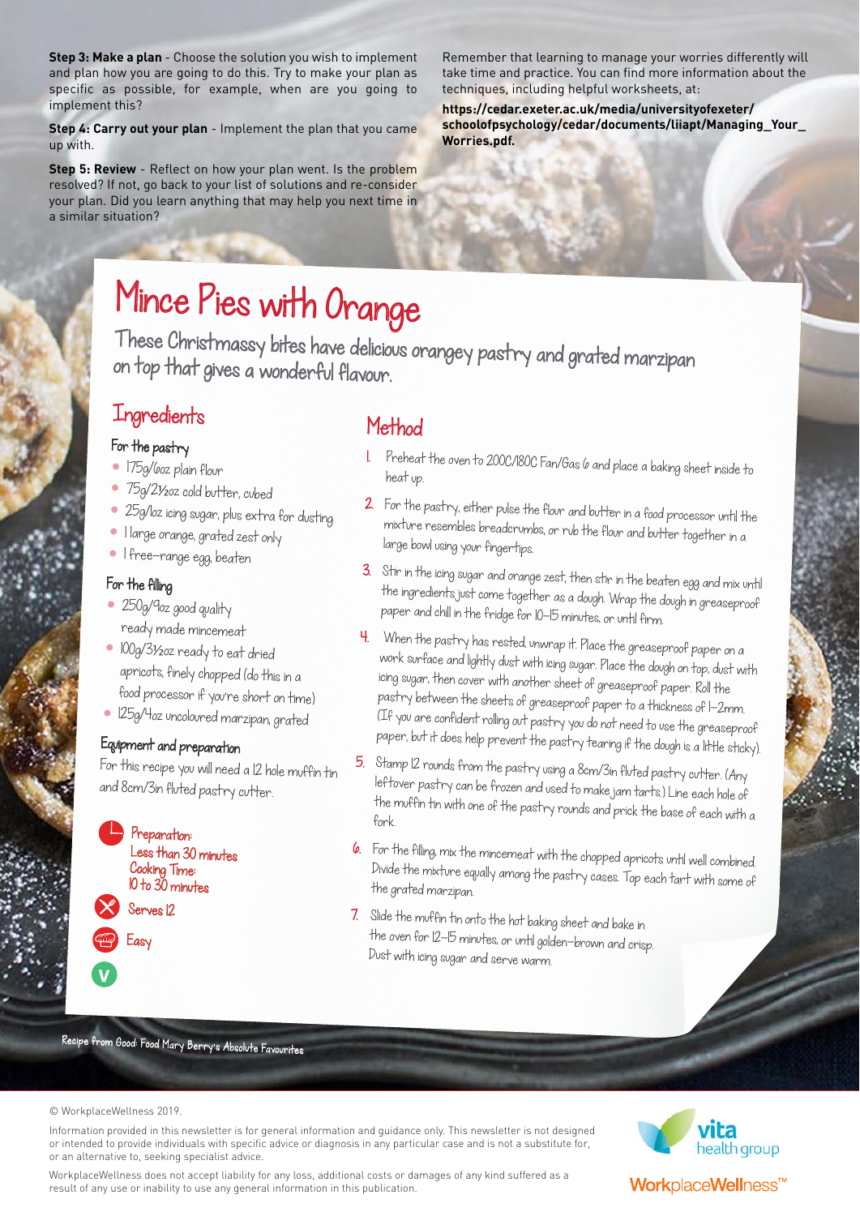**Step 3: Make a plan** - Choose the solution you wish to implement and plan how you are going to do this. Try to make your plan as specific as possible, for example, when are you going to implement this?

**Step 4: Carry out your plan** - Implement the plan that you came up with.

**Step 5: Review** - Reflect on how your plan went. Is the problem resolved? If not, go back to your list of solutions and re-consider your plan. Did you learn anything that may help you next time in a similar situation?

Remember that learning to manage your worries differently will take time and practice. You can find more information about the techniques, including helpful worksheets, at:

**https://cedar.exeter.ac.uk/media/universityofexeter/schoolofpsychology/cedar/documents/liiapt/Managing_Your_Worries.pdf.**

# Mince Pies with Orange

These Christmassy bites have delicious orangey pastry and grated marzipan on top that gives a wonderful flavour.

## Ingredients

### For the pastry

- 175g/6oz plain flour
- 75g/2½oz cold butter, cubed
- 25g/1oz icing sugar, plus extra for dusting
- 1 large orange, grated zest only
- 1 free-range egg, beaten

### For the filling

- 250g/9oz good quality ready made mincemeat
- 100g/3½oz ready to eat dried apricots, finely chopped (do this in a food processor if you're short on time)
- 125g/4oz uncoloured marzipan, grated

### Equipment and preparation

For this recipe you will need a 12 hole muffin tin and 8cm/3in fluted pastry cutter.

Preparation: Less than 30 minutes
Cooking Time: 10 to 30 minutes

Serves 12

Easy

V

## Method

1. Preheat the oven to 200C/180C Fan/Gas 6 and place a baking sheet inside to heat up.
2. For the pastry, either pulse the flour and butter in a food processor until the mixture resembles breadcrumbs, or rub the flour and butter together in a large bowl using your fingertips.
3. Stir in the icing sugar and orange zest, then stir in the beaten egg and mix until the ingredients just come together as a dough. Wrap the dough in greaseproof paper and chill in the fridge for 10–15 minutes, or until firm.
4. When the pastry has rested, unwrap it. Place the greaseproof paper on a work surface and lightly dust with icing sugar. Place the dough on top, dust with icing sugar, then cover with another sheet of greaseproof paper. Roll the pastry between the sheets of greaseproof paper to a thickness of 1–2mm. (If you are confident rolling out pastry you do not need to use the greaseproof paper, but it does help prevent the pastry tearing if the dough is a little sticky).
5. Stamp 12 rounds from the pastry using a 8cm/3in fluted pastry cutter. (Any leftover pastry can be frozen and used to make jam tarts.) Line each hole of the muffin tin with one of the pastry rounds and prick the base of each with a fork.
6. For the filling, mix the mincemeat with the chopped apricots until well combined. Divide the mixture equally among the pastry cases. Top each tart with some of the grated marzipan.
7. Slide the muffin tin onto the hot baking sheet and bake in the oven for 12–15 minutes, or until golden-brown and crisp. Dust with icing sugar and serve warm.

Recipe from Good Food Mary Berry's Absolute Favourites

© WorkplaceWellness 2019.

Information provided in this newsletter is for general information and guidance only. This newsletter is not designed or intended to provide individuals with specific advice or diagnosis in any particular case and is not a substitute for, or an alternative to, seeking specialist advice.

WorkplaceWellness does not accept liability for any loss, additional costs or damages of any kind suffered as a result of any use or inability to use any general information in this publication.

vita health group

WorkplaceWellness™